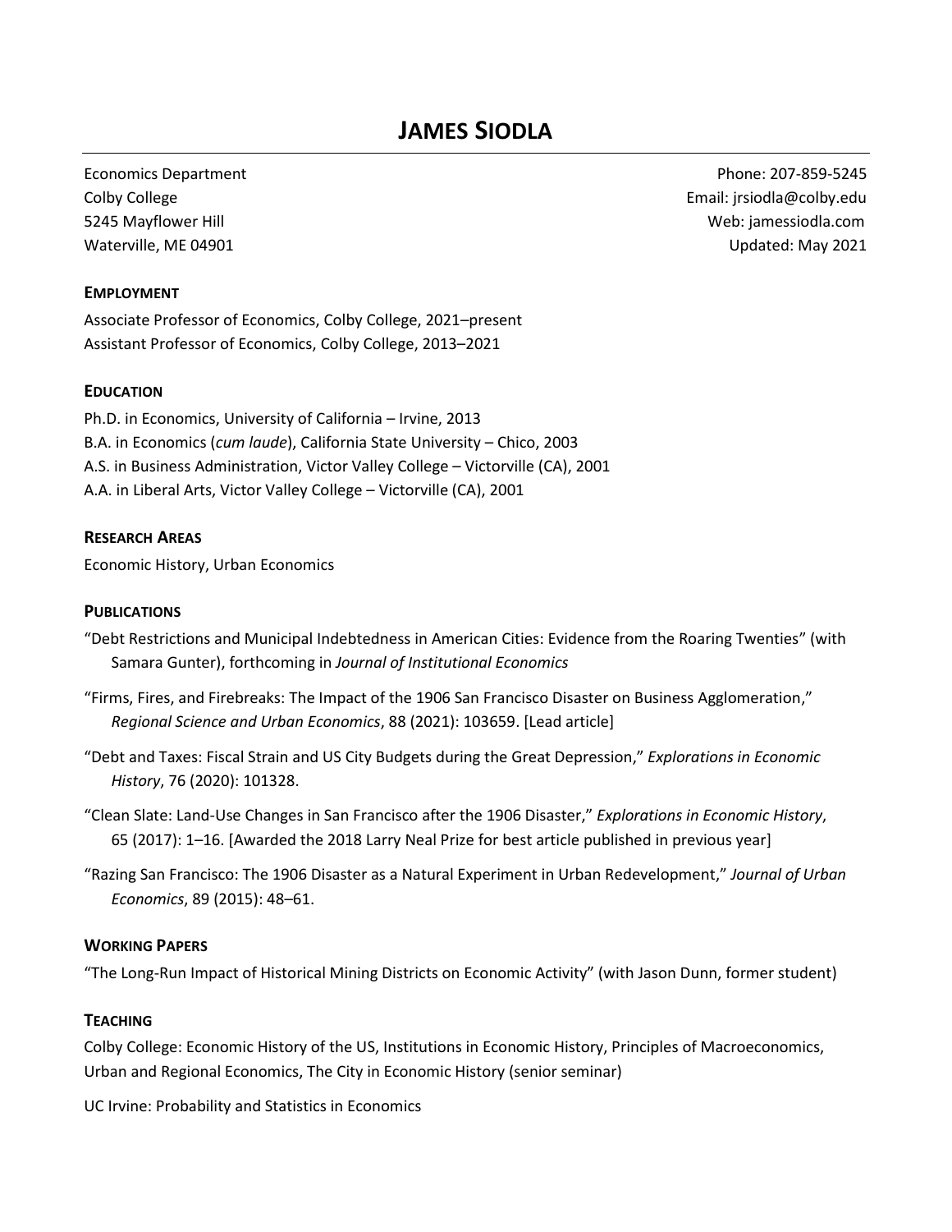# JAMES SIODLA

Economics Department
Colby College
5245 Mayflower Hill
Waterville, ME 04901

Phone: 207-859-5245
Email: jrsiodla@colby.edu
Web: jamessiodla.com
Updated: May 2021

## EMPLOYMENT

Associate Professor of Economics, Colby College, 2021–present
Assistant Professor of Economics, Colby College, 2013–2021

## EDUCATION

Ph.D. in Economics, University of California – Irvine, 2013
B.A. in Economics (*cum laude*), California State University – Chico, 2003
A.S. in Business Administration, Victor Valley College – Victorville (CA), 2001
A.A. in Liberal Arts, Victor Valley College – Victorville (CA), 2001

## RESEARCH AREAS

Economic History, Urban Economics

## PUBLICATIONS

"Debt Restrictions and Municipal Indebtedness in American Cities: Evidence from the Roaring Twenties" (with Samara Gunter), forthcoming in *Journal of Institutional Economics*

"Firms, Fires, and Firebreaks: The Impact of the 1906 San Francisco Disaster on Business Agglomeration," *Regional Science and Urban Economics*, 88 (2021): 103659. [Lead article]

"Debt and Taxes: Fiscal Strain and US City Budgets during the Great Depression," *Explorations in Economic History*, 76 (2020): 101328.

"Clean Slate: Land-Use Changes in San Francisco after the 1906 Disaster," *Explorations in Economic History*, 65 (2017): 1–16. [Awarded the 2018 Larry Neal Prize for best article published in previous year]

"Razing San Francisco: The 1906 Disaster as a Natural Experiment in Urban Redevelopment," *Journal of Urban Economics*, 89 (2015): 48–61.

## WORKING PAPERS

"The Long-Run Impact of Historical Mining Districts on Economic Activity" (with Jason Dunn, former student)

## TEACHING

Colby College: Economic History of the US, Institutions in Economic History, Principles of Macroeconomics, Urban and Regional Economics, The City in Economic History (senior seminar)

UC Irvine: Probability and Statistics in Economics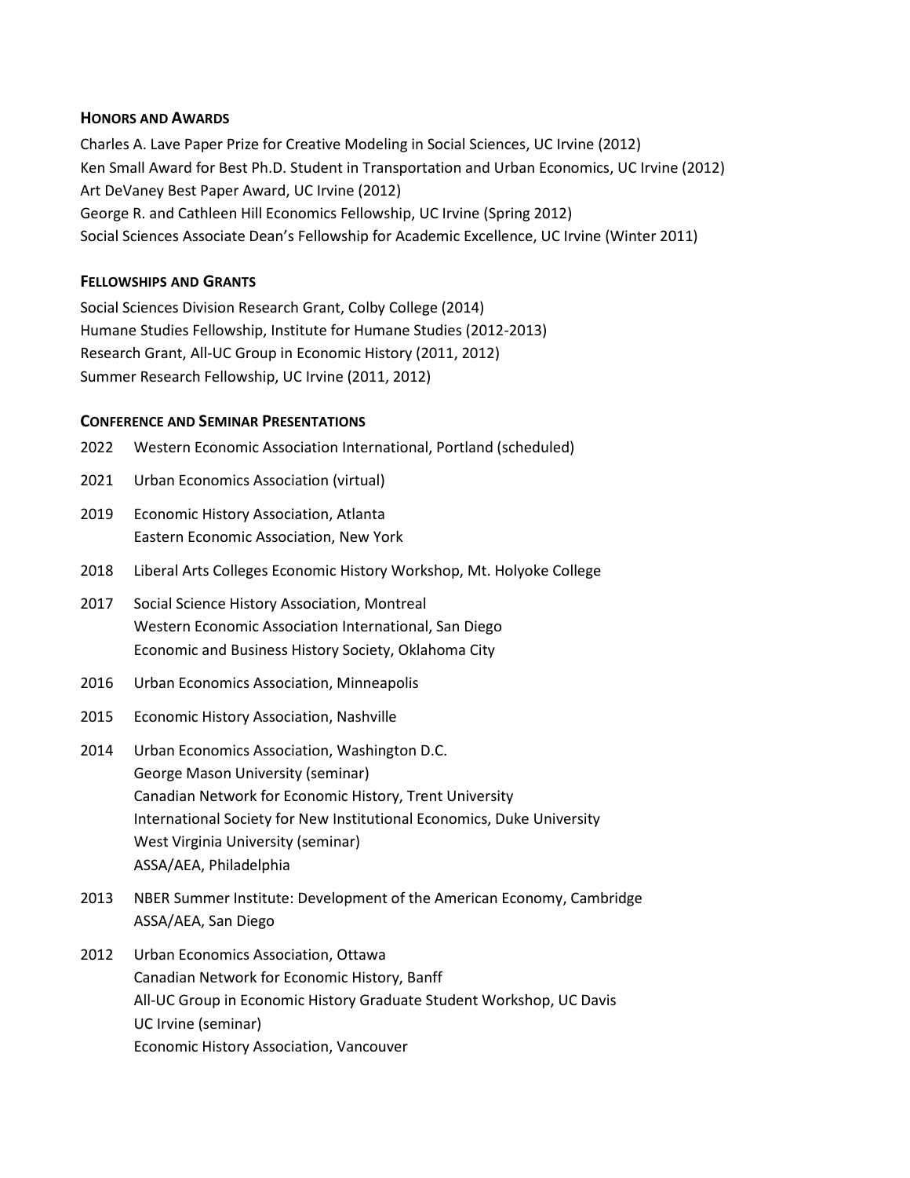## Honors and Awards

Charles A. Lave Paper Prize for Creative Modeling in Social Sciences, UC Irvine (2012)
Ken Small Award for Best Ph.D. Student in Transportation and Urban Economics, UC Irvine (2012)
Art DeVaney Best Paper Award, UC Irvine (2012)
George R. and Cathleen Hill Economics Fellowship, UC Irvine (Spring 2012)
Social Sciences Associate Dean's Fellowship for Academic Excellence, UC Irvine (Winter 2011)

## Fellowships and Grants

Social Sciences Division Research Grant, Colby College (2014)
Humane Studies Fellowship, Institute for Humane Studies (2012-2013)
Research Grant, All-UC Group in Economic History (2011, 2012)
Summer Research Fellowship, UC Irvine (2011, 2012)

## Conference and Seminar Presentations

2022 Western Economic Association International, Portland (scheduled)

2021 Urban Economics Association (virtual)

2019 Economic History Association, Atlanta
Eastern Economic Association, New York

2018 Liberal Arts Colleges Economic History Workshop, Mt. Holyoke College

2017 Social Science History Association, Montreal
Western Economic Association International, San Diego
Economic and Business History Society, Oklahoma City

2016 Urban Economics Association, Minneapolis

2015 Economic History Association, Nashville

2014 Urban Economics Association, Washington D.C.
George Mason University (seminar)
Canadian Network for Economic History, Trent University
International Society for New Institutional Economics, Duke University
West Virginia University (seminar)
ASSA/AEA, Philadelphia

2013 NBER Summer Institute: Development of the American Economy, Cambridge
ASSA/AEA, San Diego

2012 Urban Economics Association, Ottawa
Canadian Network for Economic History, Banff
All-UC Group in Economic History Graduate Student Workshop, UC Davis
UC Irvine (seminar)
Economic History Association, Vancouver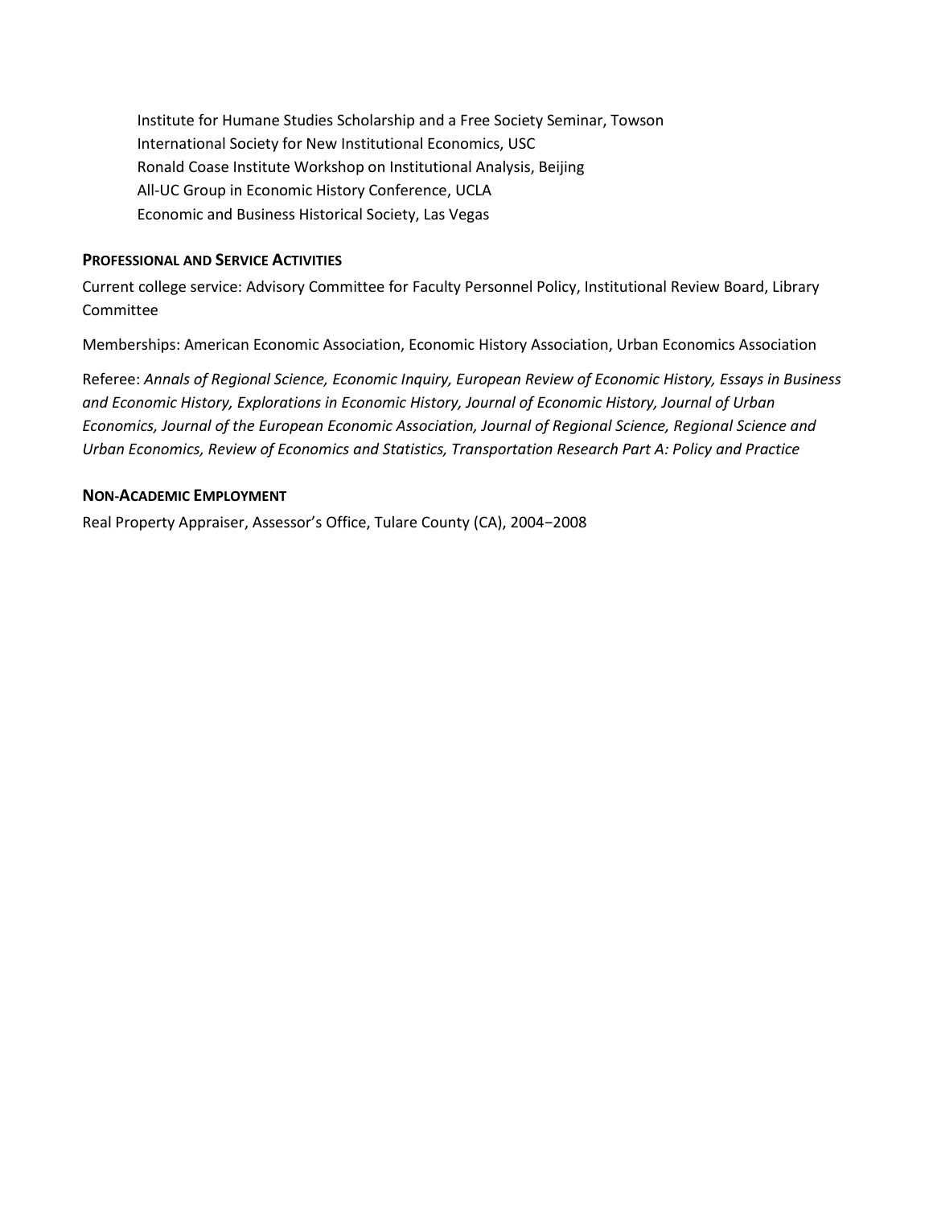Institute for Humane Studies Scholarship and a Free Society Seminar, Towson
International Society for New Institutional Economics, USC
Ronald Coase Institute Workshop on Institutional Analysis, Beijing
All-UC Group in Economic History Conference, UCLA
Economic and Business Historical Society, Las Vegas

## PROFESSIONAL AND SERVICE ACTIVITIES

Current college service: Advisory Committee for Faculty Personnel Policy, Institutional Review Board, Library Committee

Memberships: American Economic Association, Economic History Association, Urban Economics Association

Referee: *Annals of Regional Science, Economic Inquiry, European Review of Economic History, Essays in Business and Economic History, Explorations in Economic History, Journal of Economic History, Journal of Urban Economics, Journal of the European Economic Association, Journal of Regional Science, Regional Science and Urban Economics, Review of Economics and Statistics, Transportation Research Part A: Policy and Practice*

## NON-ACADEMIC EMPLOYMENT

Real Property Appraiser, Assessor's Office, Tulare County (CA), 2004−2008